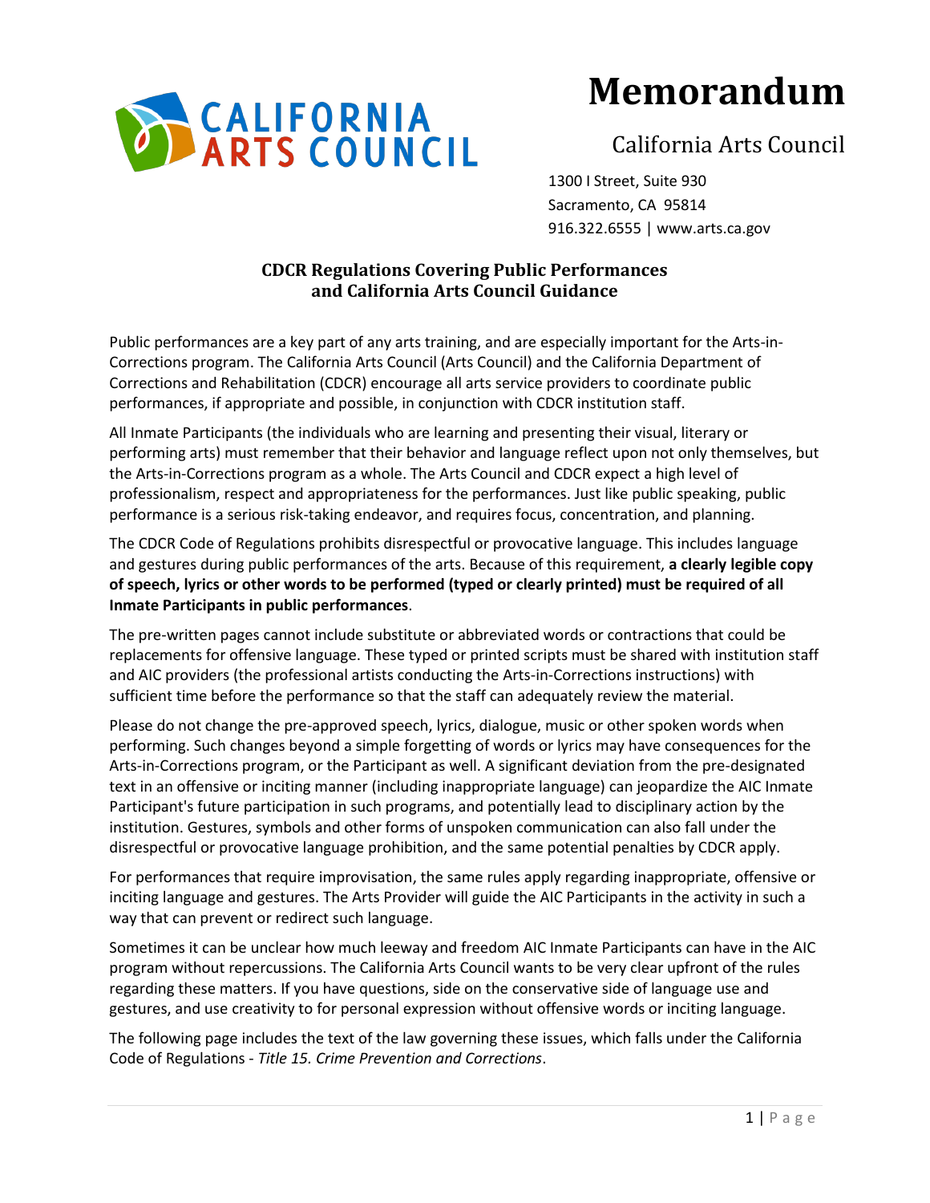CALIFORNIA ARTS COUNCIL

# Memorandum

California Arts Council

1300 I Street, Suite 930
Sacramento, CA 95814
916.322.6555 | www.arts.ca.gov

## CDCR Regulations Covering Public Performances and California Arts Council Guidance

Public performances are a key part of any arts training, and are especially important for the Arts-in-Corrections program. The California Arts Council (Arts Council) and the California Department of Corrections and Rehabilitation (CDCR) encourage all arts service providers to coordinate public performances, if appropriate and possible, in conjunction with CDCR institution staff.

All Inmate Participants (the individuals who are learning and presenting their visual, literary or performing arts) must remember that their behavior and language reflect upon not only themselves, but the Arts-in-Corrections program as a whole. The Arts Council and CDCR expect a high level of professionalism, respect and appropriateness for the performances. Just like public speaking, public performance is a serious risk-taking endeavor, and requires focus, concentration, and planning.

The CDCR Code of Regulations prohibits disrespectful or provocative language. This includes language and gestures during public performances of the arts. Because of this requirement, **a clearly legible copy of speech, lyrics or other words to be performed (typed or clearly printed) must be required of all Inmate Participants in public performances**.

The pre-written pages cannot include substitute or abbreviated words or contractions that could be replacements for offensive language. These typed or printed scripts must be shared with institution staff and AIC providers (the professional artists conducting the Arts-in-Corrections instructions) with sufficient time before the performance so that the staff can adequately review the material.

Please do not change the pre-approved speech, lyrics, dialogue, music or other spoken words when performing. Such changes beyond a simple forgetting of words or lyrics may have consequences for the Arts-in-Corrections program, or the Participant as well. A significant deviation from the pre-designated text in an offensive or inciting manner (including inappropriate language) can jeopardize the AIC Inmate Participant's future participation in such programs, and potentially lead to disciplinary action by the institution. Gestures, symbols and other forms of unspoken communication can also fall under the disrespectful or provocative language prohibition, and the same potential penalties by CDCR apply.

For performances that require improvisation, the same rules apply regarding inappropriate, offensive or inciting language and gestures. The Arts Provider will guide the AIC Participants in the activity in such a way that can prevent or redirect such language.

Sometimes it can be unclear how much leeway and freedom AIC Inmate Participants can have in the AIC program without repercussions. The California Arts Council wants to be very clear upfront of the rules regarding these matters. If you have questions, side on the conservative side of language use and gestures, and use creativity to for personal expression without offensive words or inciting language.

The following page includes the text of the law governing these issues, which falls under the California Code of Regulations - *Title 15. Crime Prevention and Corrections*.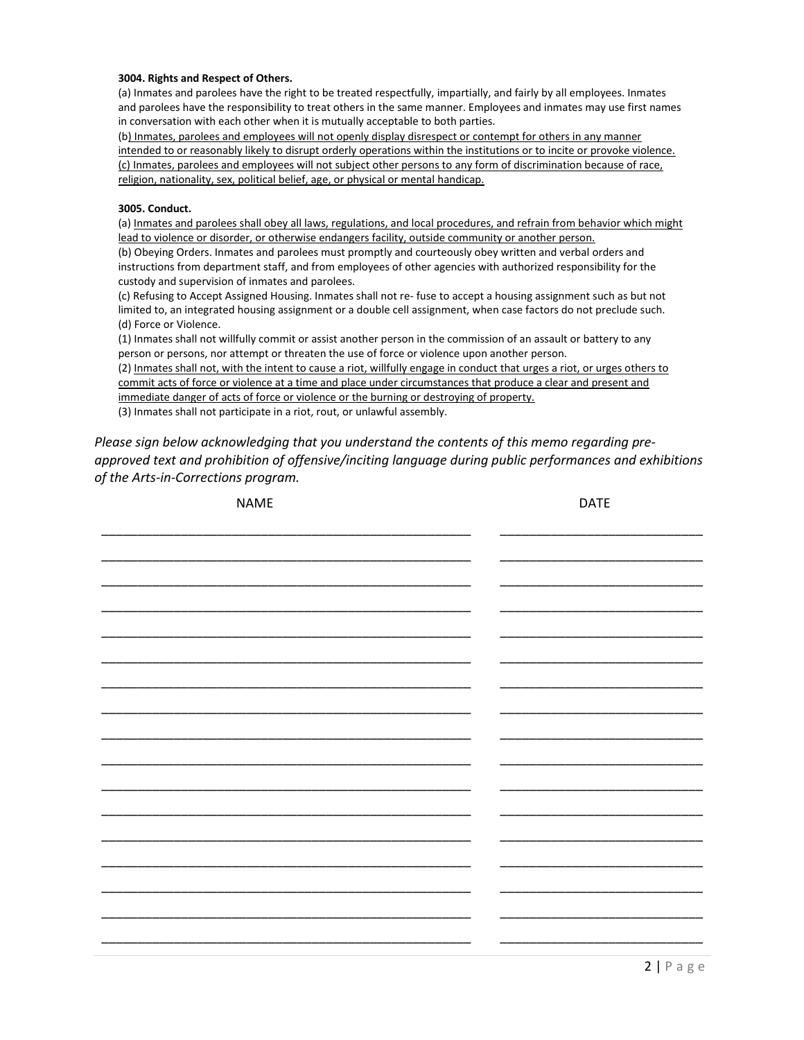**3004. Rights and Respect of Others.**

(a) Inmates and parolees have the right to be treated respectfully, impartially, and fairly by all employees. Inmates and parolees have the responsibility to treat others in the same manner. Employees and inmates may use first names in conversation with each other when it is mutually acceptable to both parties.

<u>(b) Inmates, parolees and employees will not openly display disrespect or contempt for others in any manner intended to or reasonably likely to disrupt orderly operations within the institutions or to incite or provoke violence.</u>

<u>(c) Inmates, parolees and employees will not subject other persons to any form of discrimination because of race, religion, nationality, sex, political belief, age, or physical or mental handicap.</u>

**3005. Conduct.**

(a) <u>Inmates and parolees shall obey all laws, regulations, and local procedures, and refrain from behavior which might lead to violence or disorder, or otherwise endangers facility, outside community or another person.</u>

(b) Obeying Orders. Inmates and parolees must promptly and courteously obey written and verbal orders and instructions from department staff, and from employees of other agencies with authorized responsibility for the custody and supervision of inmates and parolees.

(c) Refusing to Accept Assigned Housing. Inmates shall not re- fuse to accept a housing assignment such as but not limited to, an integrated housing assignment or a double cell assignment, when case factors do not preclude such.

(d) Force or Violence.

(1) Inmates shall not willfully commit or assist another person in the commission of an assault or battery to any person or persons, nor attempt or threaten the use of force or violence upon another person.

(2) <u>Inmates shall not, with the intent to cause a riot, willfully engage in conduct that urges a riot, or urges others to commit acts of force or violence at a time and place under circumstances that produce a clear and present and immediate danger of acts of force or violence or the burning or destroying of property.</u>

(3) Inmates shall not participate in a riot, rout, or unlawful assembly.

*Please sign below acknowledging that you understand the contents of this memo regarding pre-approved text and prohibition of offensive/inciting language during public performances and exhibitions of the Arts-in-Corrections program.*

| NAME | DATE |
|---|---|
| | |
| | |
| | |
| | |
| | |
| | |
| | |
| | |
| | |
| | |
| | |
| | |
| | |
| | |
| | |
| | |
| | |